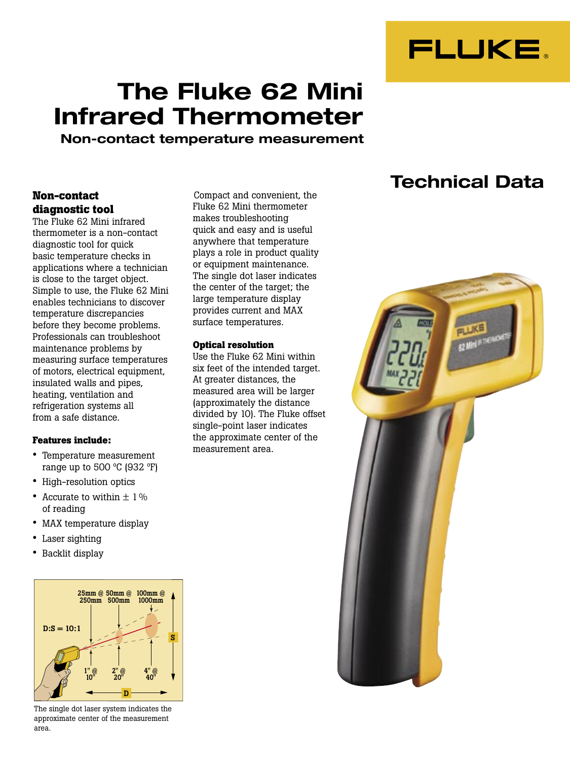# The Fluke 62 Mini Infrared Thermometer

## Non-contact temperature measurement

## Technical Data

### Non-contact diagnostic tool

The Fluke 62 Mini infrared thermometer is a non-contact diagnostic tool for quick basic temperature checks in applications where a technician is close to the target object. Simple to use, the Fluke 62 Mini enables technicians to discover temperature discrepancies before they become problems. Professionals can troubleshoot maintenance problems by measuring surface temperatures of motors, electrical equipment, insulated walls and pipes, heating, ventilation and refrigeration systems all from a safe distance.

### Features include:

- Temperature measurement range up to 500 °C (932 °F)
- High-resolution optics
- Accurate to within ± 1 % of reading
- MAX temperature display
- Laser sighting
- Backlit display

D:S = 10:1

25mm @ 250mm, 50mm @ 500mm, 100mm @ 1000mm

1" @ 10", 2" @ 20", 4" @ 40"

The single dot laser system indicates the approximate center of the measurement area.

Compact and convenient, the Fluke 62 Mini thermometer makes troubleshooting quick and easy and is useful anywhere that temperature plays a role in product quality or equipment maintenance. The single dot laser indicates the center of the target; the large temperature display provides current and MAX surface temperatures.

### Optical resolution

Use the Fluke 62 Mini within six feet of the intended target. At greater distances, the measured area will be larger (approximately the distance divided by 10). The Fluke offset single-point laser indicates the approximate center of the measurement area.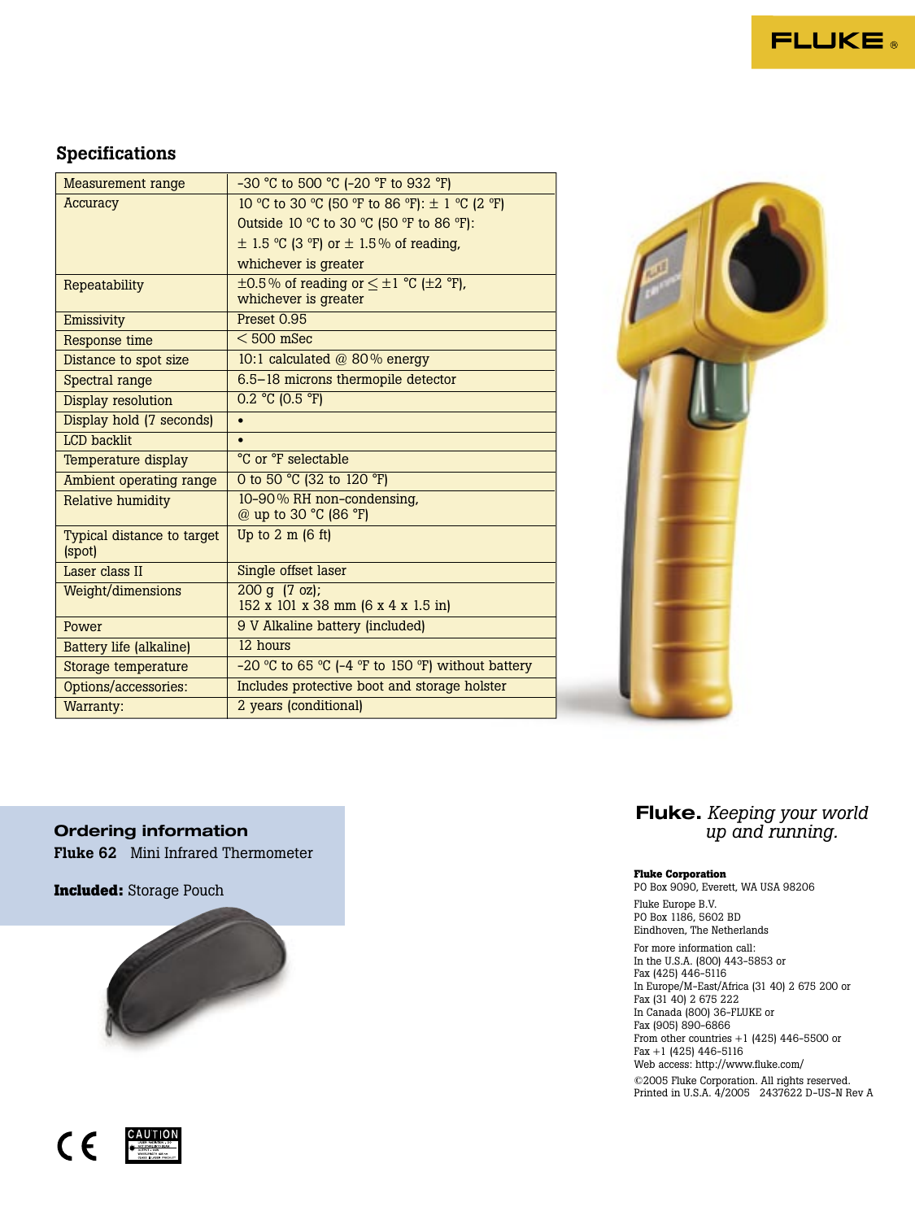## Specifications

| | |
|---|---|
| Measurement range | -30 °C to 500 °C (-20 °F to 932 °F) |
| Accuracy | 10 °C to 30 °C (50 °F to 86 °F): ± 1 °C (2 °F)<br>Outside 10 °C to 30 °C (50 °F to 86 °F):<br>± 1.5 °C (3 °F) or ± 1.5 % of reading,<br>whichever is greater |
| Repeatability | ±0.5 % of reading or ≤ ±1 °C (±2 °F), whichever is greater |
| Emissivity | Preset 0.95 |
| Response time | < 500 mSec |
| Distance to spot size | 10:1 calculated @ 80 % energy |
| Spectral range | 6.5–18 microns thermopile detector |
| Display resolution | 0.2 °C (0.5 °F) |
| Display hold (7 seconds) | • |
| LCD backlit | • |
| Temperature display | °C or °F selectable |
| Ambient operating range | 0 to 50 °C (32 to 120 °F) |
| Relative humidity | 10-90 % RH non-condensing, @ up to 30 °C (86 °F) |
| Typical distance to target (spot) | Up to 2 m (6 ft) |
| Laser class II | Single offset laser |
| Weight/dimensions | 200 g (7 oz);<br>152 x 101 x 38 mm (6 x 4 x 1.5 in) |
| Power | 9 V Alkaline battery (included) |
| Battery life (alkaline) | 12 hours |
| Storage temperature | -20 °C to 65 °C (-4 °F to 150 °F) without battery |
| Options/accessories: | Includes protective boot and storage holster |
| Warranty: | 2 years (conditional) |

### Ordering information

**Fluke 62** Mini Infrared Thermometer

**Included:** Storage Pouch

**Fluke.** *Keeping your world up and running.*

**Fluke Corporation**
PO Box 9090, Everett, WA USA 98206

Fluke Europe B.V.
PO Box 1186, 5602 BD
Eindhoven, The Netherlands

For more information call:
In the U.S.A. (800) 443-5853 or
Fax (425) 446-5116
In Europe/M-East/Africa (31 40) 2 675 200 or
Fax (31 40) 2 675 222
In Canada (800) 36-FLUKE or
Fax (905) 890-6866
From other countries +1 (425) 446-5500 or
Fax +1 (425) 446-5116
Web access: http://www.fluke.com/

©2005 Fluke Corporation. All rights reserved.
Printed in U.S.A. 4/2005 2437622 D-US-N Rev A